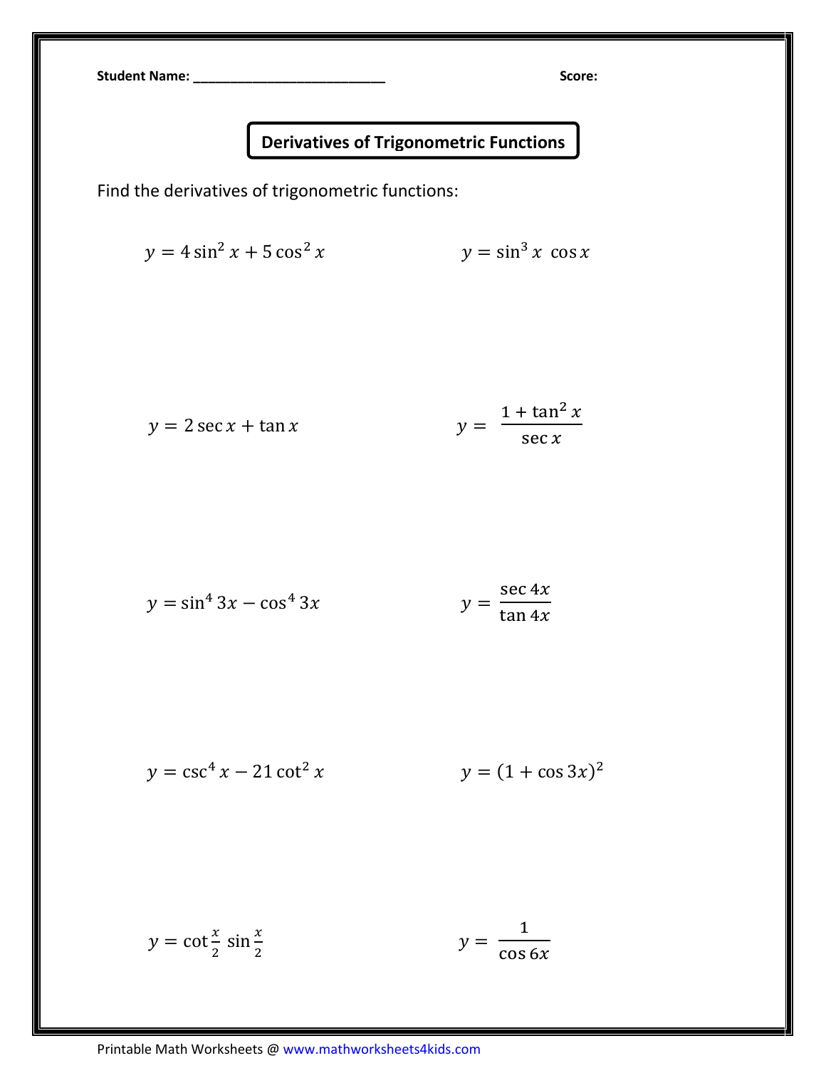Student Name: ___________________________ Score:

# Derivatives of Trigonometric Functions

Find the derivatives of trigonometric functions:

$$y = 4\sin^2 x + 5\cos^2 x$$

$$y = \sin^3 x \ \cos x$$

$$y = 2\sec x + \tan x$$

$$y = \frac{1 + \tan^2 x}{\sec x}$$

$$y = \sin^4 3x - \cos^4 3x$$

$$y = \frac{\sec 4x}{\tan 4x}$$

$$y = \csc^4 x - 21\cot^2 x$$

$$y = (1 + \cos 3x)^2$$

$$y = \cot\frac{x}{2}\ \sin\frac{x}{2}$$

$$y = \frac{1}{\cos 6x}$$

Printable Math Worksheets @ www.mathworksheets4kids.com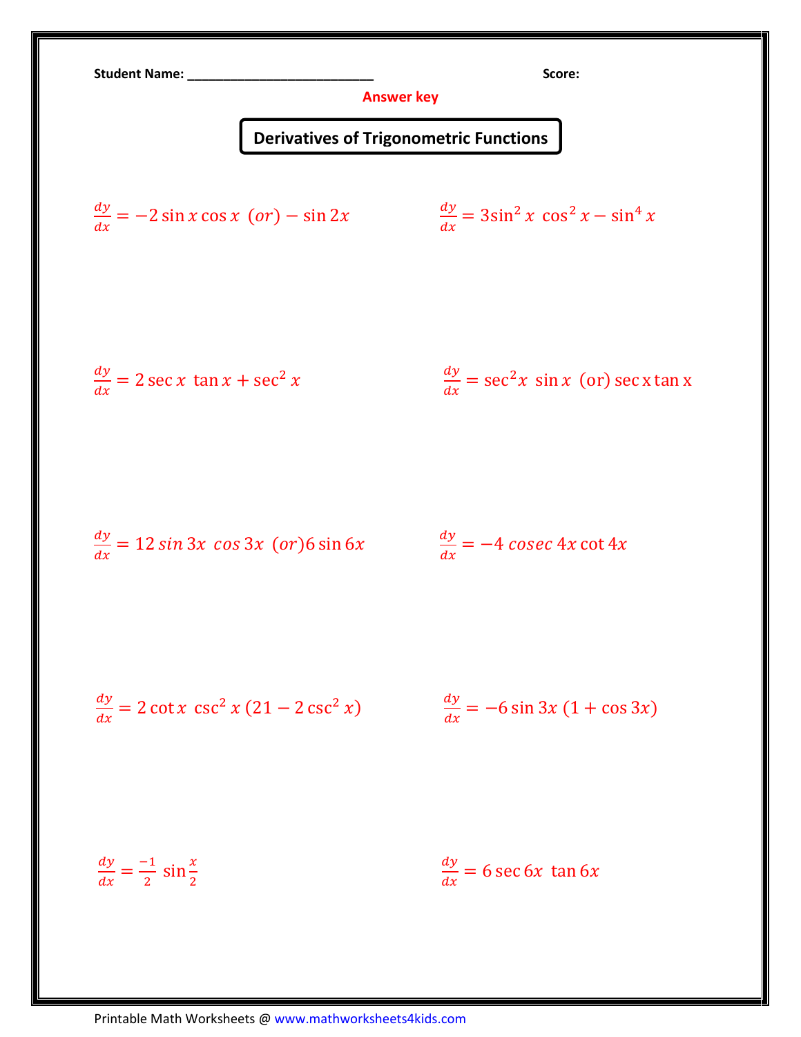**Student Name:** ___________________________ **Score:**

**Answer key**

## Derivatives of Trigonometric Functions

$\frac{dy}{dx} = -2\sin x\cos x \ (or) - \sin 2x$

$\frac{dy}{dx} = 3\sin^2 x \ \cos^2 x - \sin^4 x$

$\frac{dy}{dx} = 2\sec x \ \tan x + \sec^2 x$

$\frac{dy}{dx} = \sec^2 x \ \sin x \ (\text{or}) \sec x \tan x$

$\frac{dy}{dx} = 12 \sin 3x \ \cos 3x \ (or) 6\sin 6x$

$\frac{dy}{dx} = -4 \ cosec \ 4x \cot 4x$

$\frac{dy}{dx} = 2\cot x \ \csc^2 x \ (21 - 2\csc^2 x)$

$\frac{dy}{dx} = -6\sin 3x \ (1 + \cos 3x)$

$\frac{dy}{dx} = \frac{-1}{2} \ \sin \frac{x}{2}$

$\frac{dy}{dx} = 6\sec 6x \ \tan 6x$

Printable Math Worksheets @ www.mathworksheets4kids.com